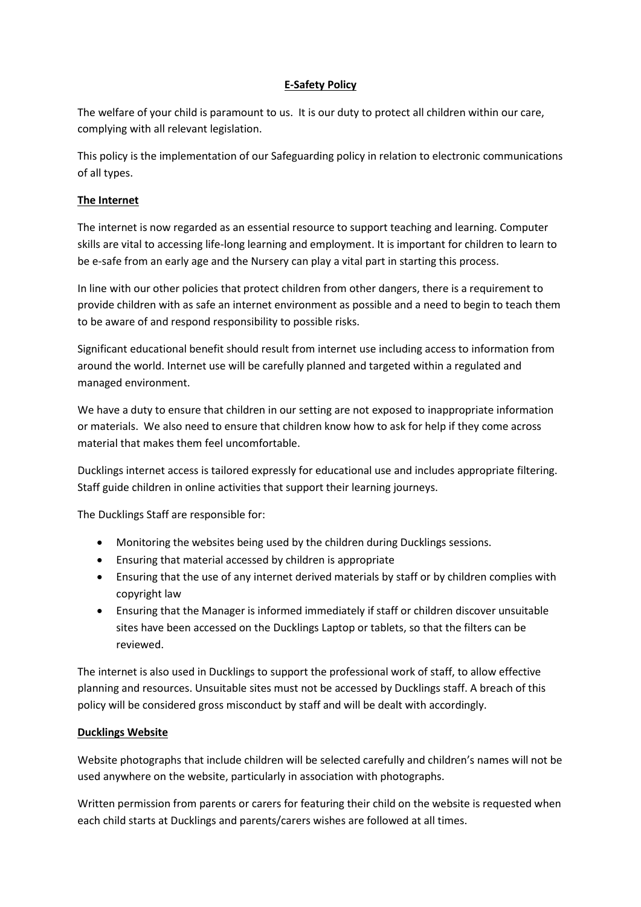# E-Safety Policy

The welfare of your child is paramount to us. It is our duty to protect all children within our care, complying with all relevant legislation.

This policy is the implementation of our Safeguarding policy in relation to electronic communications of all types.

## The Internet

The internet is now regarded as an essential resource to support teaching and learning. Computer skills are vital to accessing life-long learning and employment. It is important for children to learn to be e-safe from an early age and the Nursery can play a vital part in starting this process.

In line with our other policies that protect children from other dangers, there is a requirement to provide children with as safe an internet environment as possible and a need to begin to teach them to be aware of and respond responsibility to possible risks.

Significant educational benefit should result from internet use including access to information from around the world. Internet use will be carefully planned and targeted within a regulated and managed environment.

We have a duty to ensure that children in our setting are not exposed to inappropriate information or materials. We also need to ensure that children know how to ask for help if they come across material that makes them feel uncomfortable.

Ducklings internet access is tailored expressly for educational use and includes appropriate filtering. Staff guide children in online activities that support their learning journeys.

The Ducklings Staff are responsible for:

- Monitoring the websites being used by the children during Ducklings sessions.
- Ensuring that material accessed by children is appropriate
- Ensuring that the use of any internet derived materials by staff or by children complies with copyright law
- Ensuring that the Manager is informed immediately if staff or children discover unsuitable sites have been accessed on the Ducklings Laptop or tablets, so that the filters can be reviewed.

The internet is also used in Ducklings to support the professional work of staff, to allow effective planning and resources. Unsuitable sites must not be accessed by Ducklings staff. A breach of this policy will be considered gross misconduct by staff and will be dealt with accordingly.

## Ducklings Website

Website photographs that include children will be selected carefully and children's names will not be used anywhere on the website, particularly in association with photographs.

Written permission from parents or carers for featuring their child on the website is requested when each child starts at Ducklings and parents/carers wishes are followed at all times.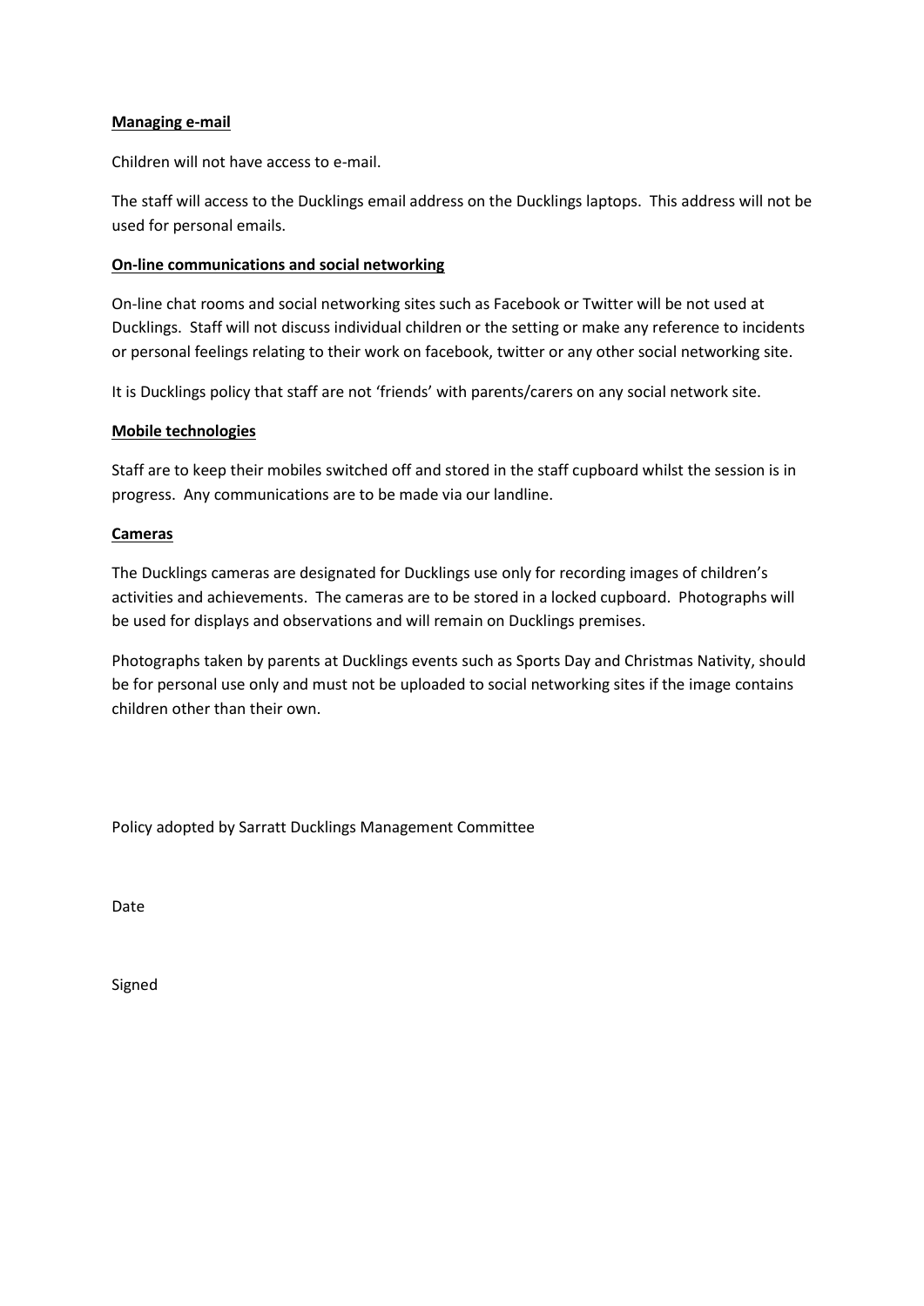**Managing e-mail**

Children will not have access to e-mail.

The staff will access to the Ducklings email address on the Ducklings laptops. This address will not be used for personal emails.

**On-line communications and social networking**

On-line chat rooms and social networking sites such as Facebook or Twitter will be not used at Ducklings. Staff will not discuss individual children or the setting or make any reference to incidents or personal feelings relating to their work on facebook, twitter or any other social networking site.

It is Ducklings policy that staff are not 'friends' with parents/carers on any social network site.

**Mobile technologies**

Staff are to keep their mobiles switched off and stored in the staff cupboard whilst the session is in progress. Any communications are to be made via our landline.

**Cameras**

The Ducklings cameras are designated for Ducklings use only for recording images of children's activities and achievements. The cameras are to be stored in a locked cupboard. Photographs will be used for displays and observations and will remain on Ducklings premises.

Photographs taken by parents at Ducklings events such as Sports Day and Christmas Nativity, should be for personal use only and must not be uploaded to social networking sites if the image contains children other than their own.

Policy adopted by Sarratt Ducklings Management Committee

Date

Signed